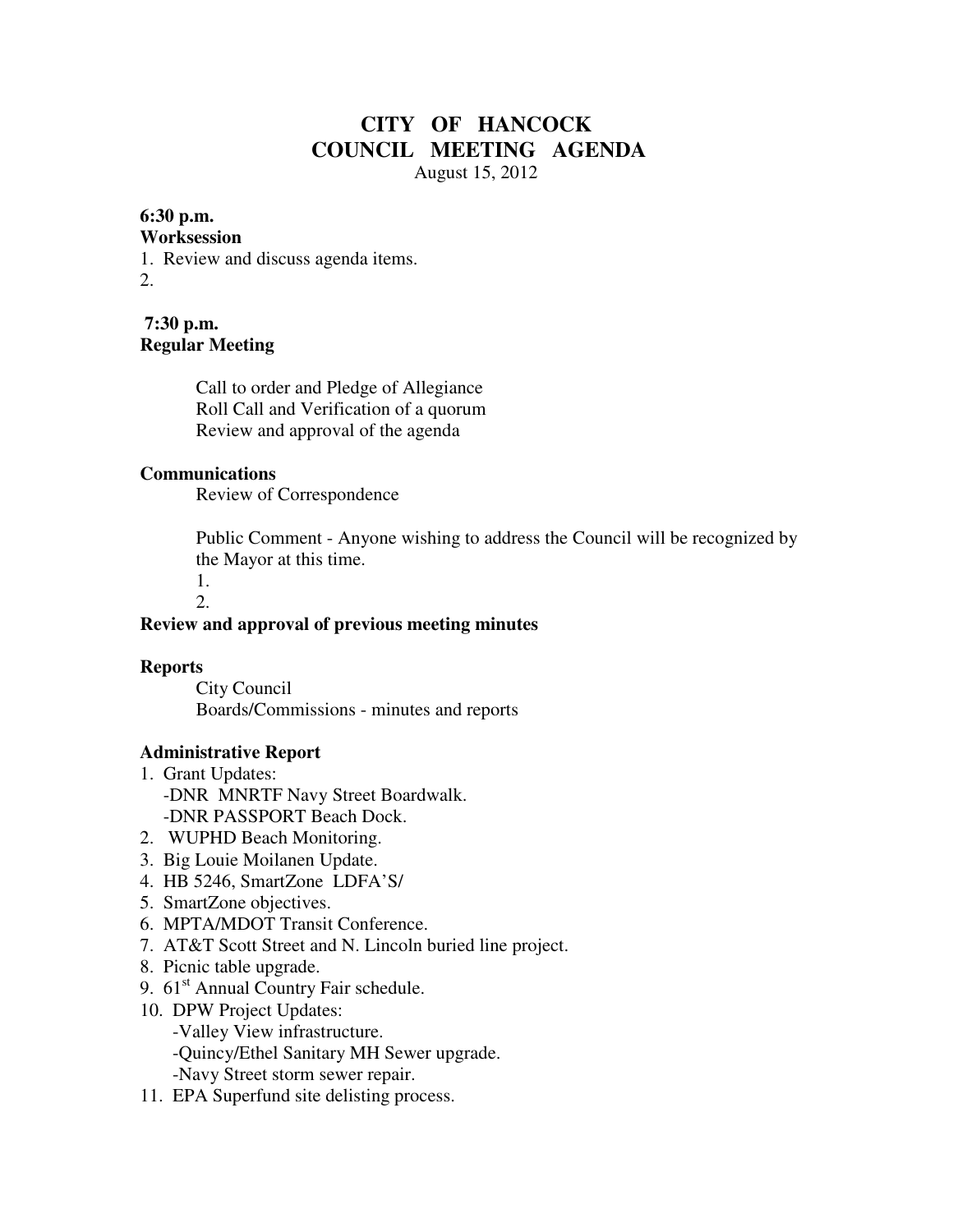# CITY OF HANCOCK
# COUNCIL MEETING AGENDA

August 15, 2012

**6:30 p.m.**
**Worksession**

1. Review and discuss agenda items.
2.

**7:30 p.m.**
**Regular Meeting**

Call to order and Pledge of Allegiance
Roll Call and Verification of a quorum
Review and approval of the agenda

**Communications**

Review of Correspondence

Public Comment - Anyone wishing to address the Council will be recognized by the Mayor at this time.

1.
2.

**Review and approval of previous meeting minutes**

**Reports**

City Council
Boards/Commissions - minutes and reports

**Administrative Report**

1. Grant Updates:
   - DNR MNRTF Navy Street Boardwalk.
   - DNR PASSPORT Beach Dock.
2. WUPHD Beach Monitoring.
3. Big Louie Moilanen Update.
4. HB 5246, SmartZone LDFA'S/
5. SmartZone objectives.
6. MPTA/MDOT Transit Conference.
7. AT&T Scott Street and N. Lincoln buried line project.
8. Picnic table upgrade.
9. 61st Annual Country Fair schedule.
10. DPW Project Updates:
    - Valley View infrastructure.
    - Quincy/Ethel Sanitary MH Sewer upgrade.
    - Navy Street storm sewer repair.
11. EPA Superfund site delisting process.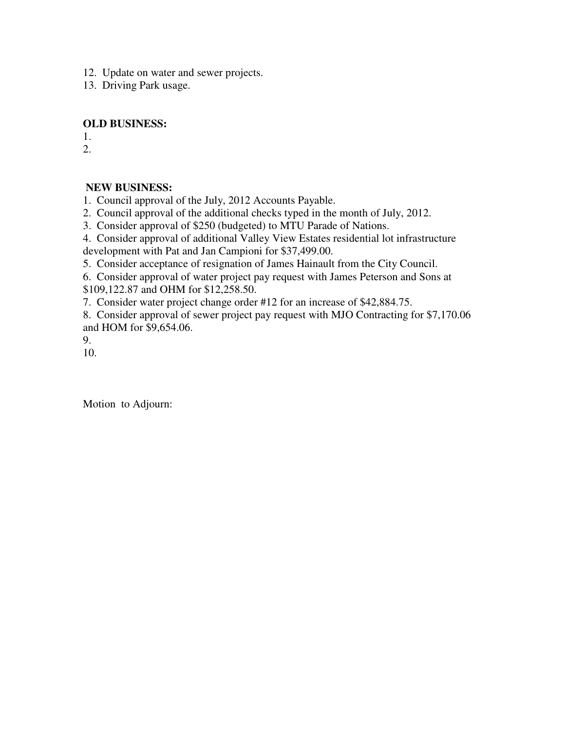12. Update on water and sewer projects.
13. Driving Park usage.

**OLD BUSINESS:**

1.
2.

**NEW BUSINESS:**

1. Council approval of the July, 2012 Accounts Payable.
2. Council approval of the additional checks typed in the month of July, 2012.
3. Consider approval of $250 (budgeted) to MTU Parade of Nations.
4. Consider approval of additional Valley View Estates residential lot infrastructure development with Pat and Jan Campioni for $37,499.00.
5. Consider acceptance of resignation of James Hainault from the City Council.
6. Consider approval of water project pay request with James Peterson and Sons at $109,122.87 and OHM for $12,258.50.
7. Consider water project change order #12 for an increase of $42,884.75.
8. Consider approval of sewer project pay request with MJO Contracting for $7,170.06 and HOM for $9,654.06.
9.
10.

Motion to Adjourn: